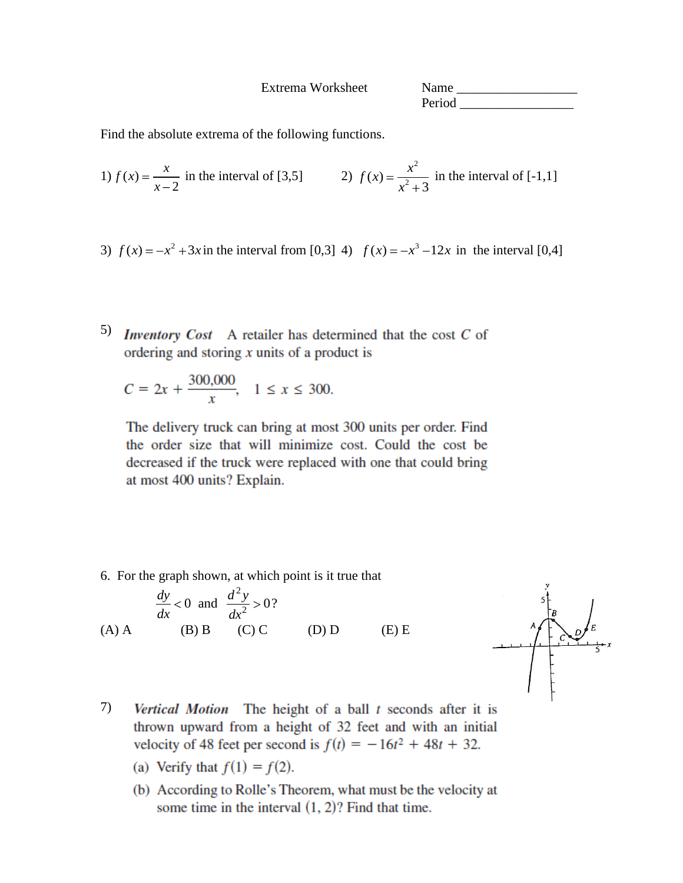Extrema Worksheet

Name ___________________

Period __________________

Find the absolute extrema of the following functions.

1) $f(x) = \dfrac{x}{x-2}$ in the interval of [3,5]

2) $f(x) = \dfrac{x^2}{x^2+3}$ in the interval of [-1,1]

3) $f(x) = -x^2 + 3x$ in the interval from [0,3]

4) $f(x) = -x^3 - 12x$ in the interval [0,4]

5) ***Inventory Cost*** A retailer has determined that the cost $C$ of ordering and storing $x$ units of a product is

$$C = 2x + \frac{300{,}000}{x}, \quad 1 \le x \le 300.$$

The delivery truck can bring at most 300 units per order. Find the order size that will minimize cost. Could the cost be decreased if the truck were replaced with one that could bring at most 400 units? Explain.

6. For the graph shown, at which point is it true that

$$\frac{dy}{dx} < 0 \text{ and } \frac{d^2y}{dx^2} > 0?$$

(A) A (B) B (C) C (D) D (E) E

7) ***Vertical Motion*** The height of a ball $t$ seconds after it is thrown upward from a height of 32 feet and with an initial velocity of 48 feet per second is $f(t) = -16t^2 + 48t + 32$.

(a) Verify that $f(1) = f(2)$.

(b) According to Rolle's Theorem, what must be the velocity at some time in the interval $(1, 2)$? Find that time.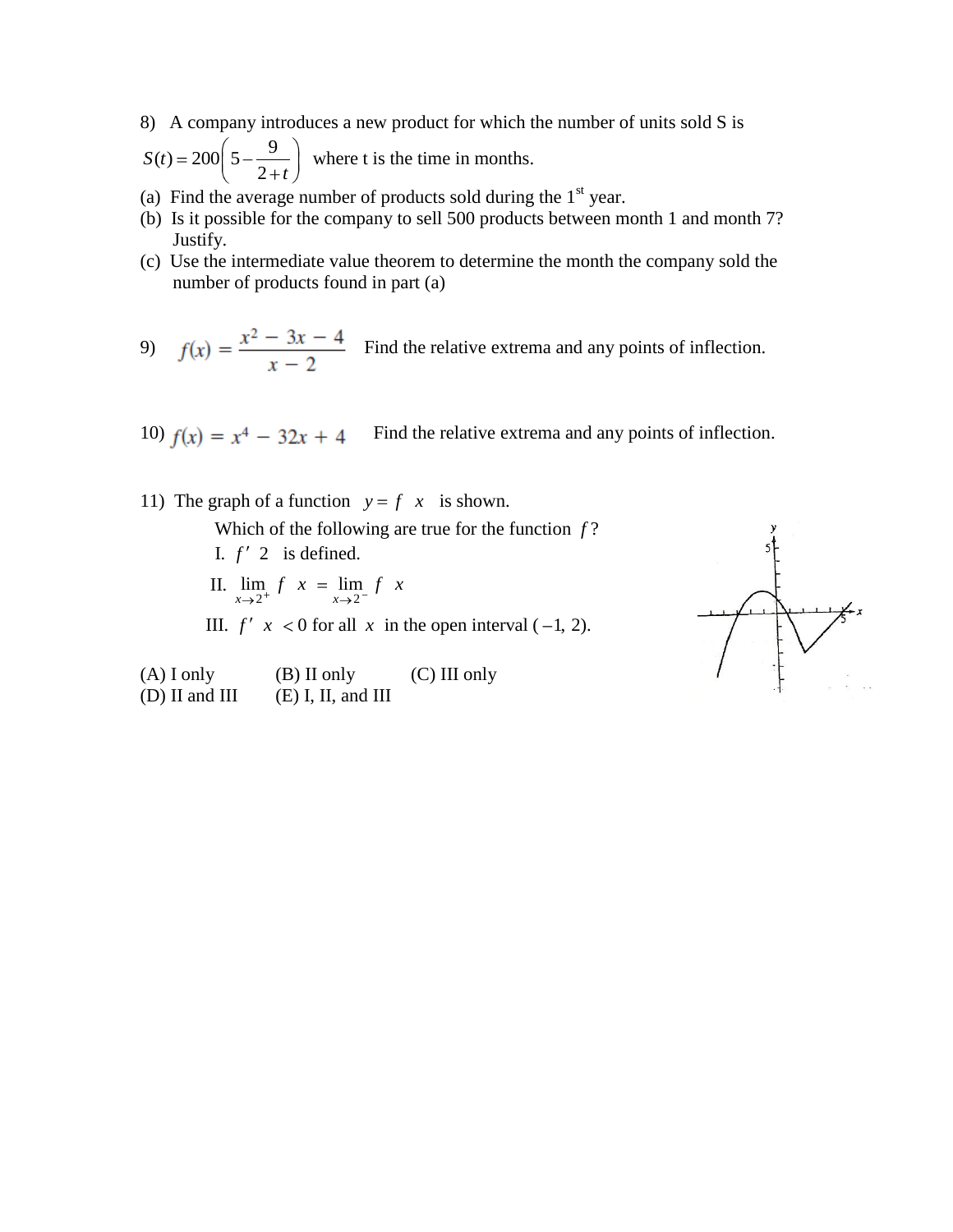8) A company introduces a new product for which the number of units sold S is

$S(t) = 200\left(5 - \frac{9}{2+t}\right)$ where t is the time in months.

(a) Find the average number of products sold during the 1st year.

(b) Is it possible for the company to sell 500 products between month 1 and month 7? Justify.

(c) Use the intermediate value theorem to determine the month the company sold the number of products found in part (a)

9) $f(x) = \dfrac{x^2 - 3x - 4}{x - 2}$ Find the relative extrema and any points of inflection.

10) $f(x) = x^4 - 32x + 4$ Find the relative extrema and any points of inflection.

11) The graph of a function $y = f(x)$ is shown.

Which of the following are true for the function $f$?

I. $f'(2)$ is defined.

II. $\lim_{x \to 2^+} f(x) = \lim_{x \to 2^-} f(x)$

III. $f'(x) < 0$ for all $x$ in the open interval $(-1, 2)$.

(A) I only (B) II only (C) III only

(D) II and III (E) I, II, and III

y

5

x

5